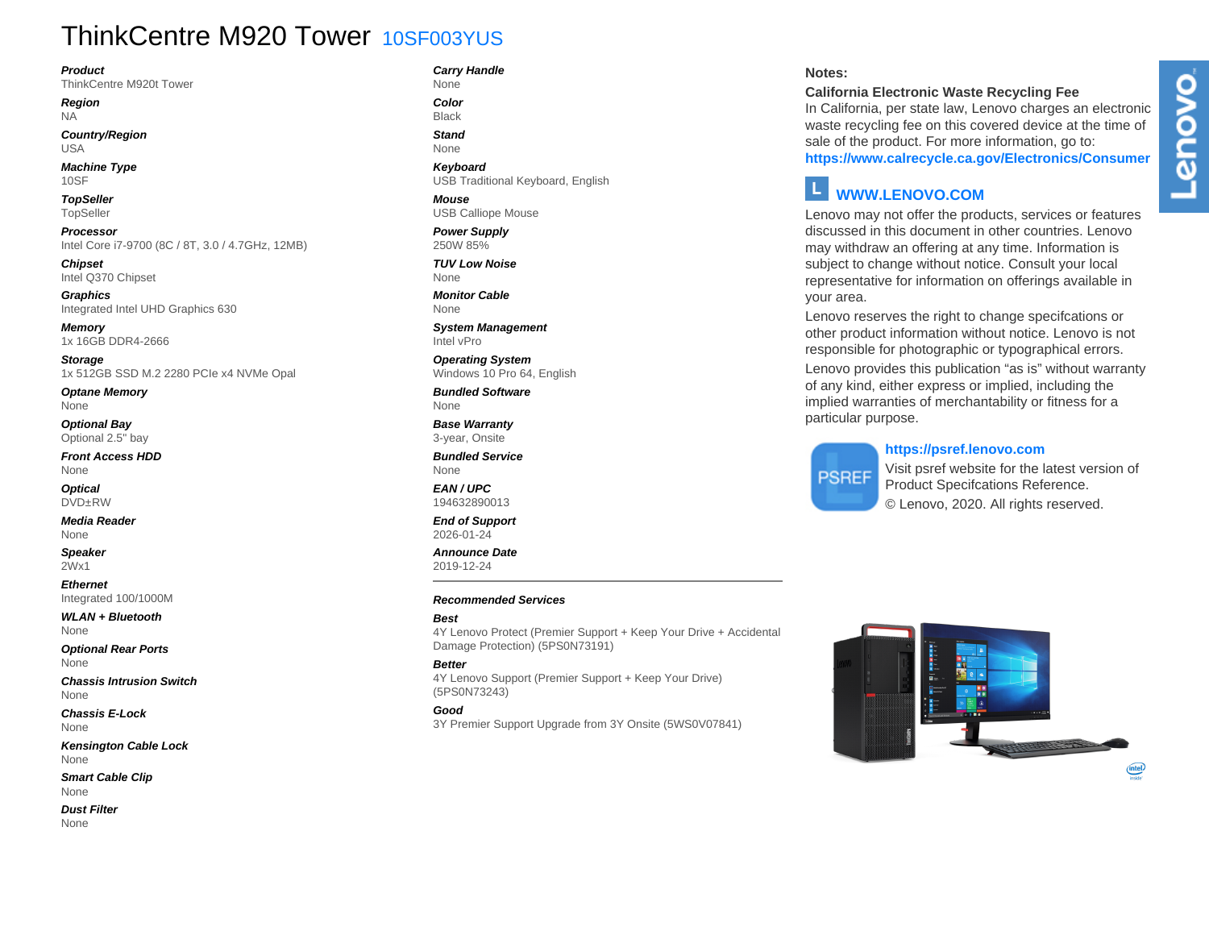# ThinkCentre M920 Tower 10SF003YUS

***Product***
ThinkCentre M920t Tower

***Region***
NA

***Country/Region***
USA

***Machine Type***
10SF

***TopSeller***
TopSeller

***Processor***
Intel Core i7-9700 (8C / 8T, 3.0 / 4.7GHz, 12MB)

***Chipset***
Intel Q370 Chipset

***Graphics***
Integrated Intel UHD Graphics 630

***Memory***
1x 16GB DDR4-2666

***Storage***
1x 512GB SSD M.2 2280 PCIe x4 NVMe Opal

***Optane Memory***
None

***Optional Bay***
Optional 2.5" bay

***Front Access HDD***
None

***Optical***
DVD±RW

***Media Reader***
None

***Speaker***
2Wx1

***Ethernet***
Integrated 100/1000M

***WLAN + Bluetooth***
None

***Optional Rear Ports***
None

***Chassis Intrusion Switch***
None

***Chassis E-Lock***
None

***Kensington Cable Lock***
None

***Smart Cable Clip***
None

***Dust Filter***
None

***Carry Handle***
None

***Color***
Black

***Stand***
None

***Keyboard***
USB Traditional Keyboard, English

***Mouse***
USB Calliope Mouse

***Power Supply***
250W 85%

***TUV Low Noise***
None

***Monitor Cable***
None

***System Management***
Intel vPro

***Operating System***
Windows 10 Pro 64, English

***Bundled Software***
None

***Base Warranty***
3-year, Onsite

***Bundled Service***
None

***EAN / UPC***
194632890013

***End of Support***
2026-01-24

***Announce Date***
2019-12-24

---

***Recommended Services***

***Best***
4Y Lenovo Protect (Premier Support + Keep Your Drive + Accidental Damage Protection) (5PS0N73191)

***Better***
4Y Lenovo Support (Premier Support + Keep Your Drive) (5PS0N73243)

***Good***
3Y Premier Support Upgrade from 3Y Onsite (5WS0V07841)

**Notes:**

**California Electronic Waste Recycling Fee**
In California, per state law, Lenovo charges an electronic waste recycling fee on this covered device at the time of sale of the product. For more information, go to:
**https://www.calrecycle.ca.gov/Electronics/Consumer**

**WWW.LENOVO.COM**

Lenovo may not offer the products, services or features discussed in this document in other countries. Lenovo may withdraw an offering at any time. Information is subject to change without notice. Consult your local representative for information on offerings available in your area.

Lenovo reserves the right to change specifcations or other product information without notice. Lenovo is not responsible for photographic or typographical errors.

Lenovo provides this publication "as is" without warranty of any kind, either express or implied, including the implied warranties of merchantability or fitness for a particular purpose.

**https://psref.lenovo.com**
Visit psref website for the latest version of Product Specifcations Reference.
© Lenovo, 2020. All rights reserved.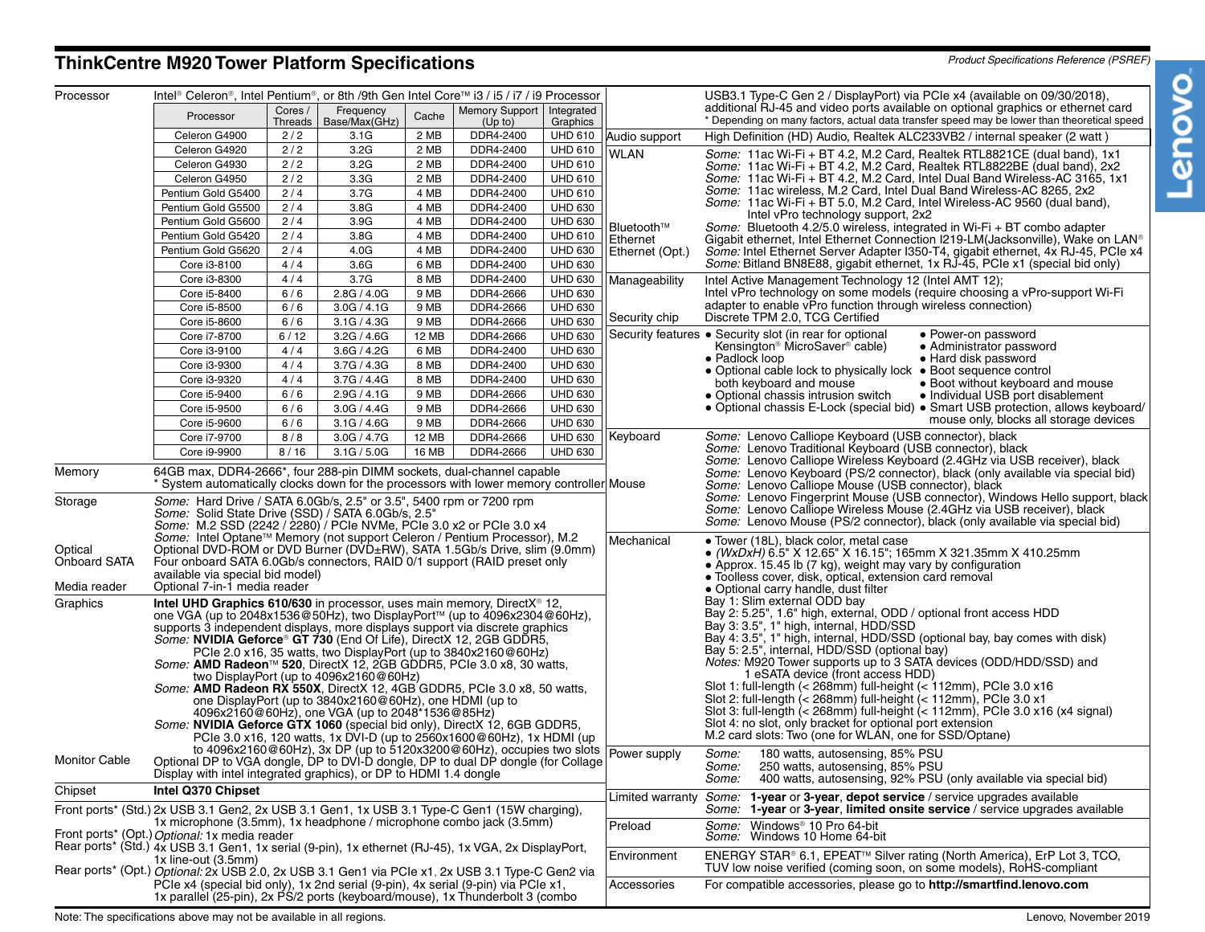# ThinkCentre M920 Tower Platform Specifications

Product Specifications Reference (PSREF)

**Processor**

Intel® Celeron®, Intel Pentium®, or 8th /9th Gen Intel Core™ i3 / i5 / i7 / i9 Processor

| Processor | Cores / Threads | Frequency Base/Max(GHz) | Cache | Memory Support (Up to) | Integrated Graphics |
|---|---|---|---|---|---|
| Celeron G4900 | 2 / 2 | 3.1G | 2 MB | DDR4-2400 | UHD 610 |
| Celeron G4920 | 2 / 2 | 3.2G | 2 MB | DDR4-2400 | UHD 610 |
| Celeron G4930 | 2 / 2 | 3.2G | 2 MB | DDR4-2400 | UHD 610 |
| Celeron G4950 | 2 / 2 | 3.3G | 2 MB | DDR4-2400 | UHD 610 |
| Pentium Gold G5400 | 2 / 4 | 3.7G | 4 MB | DDR4-2400 | UHD 610 |
| Pentium Gold G5500 | 2 / 4 | 3.8G | 4 MB | DDR4-2400 | UHD 630 |
| Pentium Gold G5600 | 2 / 4 | 3.9G | 4 MB | DDR4-2400 | UHD 630 |
| Pentium Gold G5420 | 2 / 4 | 3.8G | 4 MB | DDR4-2400 | UHD 610 |
| Pentium Gold G5620 | 2 / 4 | 4.0G | 4 MB | DDR4-2400 | UHD 630 |
| Core i3-8100 | 4 / 4 | 3.6G | 6 MB | DDR4-2400 | UHD 630 |
| Core i3-8300 | 4 / 4 | 3.7G | 8 MB | DDR4-2400 | UHD 630 |
| Core i5-8400 | 6 / 6 | 2.8G / 4.0G | 9 MB | DDR4-2666 | UHD 630 |
| Core i5-8500 | 6 / 6 | 3.0G / 4.1G | 9 MB | DDR4-2666 | UHD 630 |
| Core i5-8600 | 6 / 6 | 3.1G / 4.3G | 9 MB | DDR4-2666 | UHD 630 |
| Core i7-8700 | 6 / 12 | 3.2G / 4.6G | 12 MB | DDR4-2666 | UHD 630 |
| Core i3-9100 | 4 / 4 | 3.6G / 4.2G | 6 MB | DDR4-2400 | UHD 630 |
| Core i3-9300 | 4 / 4 | 3.7G / 4.3G | 8 MB | DDR4-2400 | UHD 630 |
| Core i3-9320 | 4 / 4 | 3.7G / 4.4G | 8 MB | DDR4-2400 | UHD 630 |
| Core i5-9400 | 6 / 6 | 2.9G / 4.1G | 9 MB | DDR4-2666 | UHD 630 |
| Core i5-9500 | 6 / 6 | 3.0G / 4.4G | 9 MB | DDR4-2666 | UHD 630 |
| Core i5-9600 | 6 / 6 | 3.1G / 4.6G | 9 MB | DDR4-2666 | UHD 630 |
| Core i7-9700 | 8 / 8 | 3.0G / 4.7G | 12 MB | DDR4-2666 | UHD 630 |
| Core i9-9900 | 8 / 16 | 3.1G / 5.0G | 16 MB | DDR4-2666 | UHD 630 |

**Memory**
64GB max, DDR4-2666*, four 288-pin DIMM sockets, dual-channel capable
* System automatically clocks down for the processors with lower memory controller

**Storage**
*Some:* Hard Drive / SATA 6.0Gb/s, 2.5" or 3.5", 5400 rpm or 7200 rpm
*Some:* Solid State Drive (SSD) / SATA 6.0Gb/s, 2.5"
*Some:* M.2 SSD (2242 / 2280) / PCIe NVMe, PCIe 3.0 x2 or PCIe 3.0 x4
*Some:* Intel Optane™ Memory (not support Celeron / Pentium Processor), M.2

**Optical**
Optional DVD-ROM or DVD Burner (DVD±RW), SATA 1.5Gb/s Drive, slim (9.0mm)

**Onboard SATA**
Four onboard SATA 6.0Gb/s connectors, RAID 0/1 support (RAID preset only available via special bid model)

**Media reader**
Optional 7-in-1 media reader

**Graphics**
**Intel UHD Graphics 610/630** in processor, uses main memory, DirectX® 12, one VGA (up to 2048x1536@50Hz), two DisplayPort™ (up to 4096x2304@60Hz), supports 3 independent displays, more displays support via discrete graphics
*Some:* **NVIDIA Geforce® GT 730** (End Of Life), DirectX 12, 2GB GDDR5, PCIe 2.0 x16, 35 watts, two DisplayPort (up to 3840x2160@60Hz)
*Some:* **AMD Radeon™ 520**, DirectX 12, 2GB GDDR5, PCIe 3.0 x8, 30 watts, two DisplayPort (up to 4096x2160@60Hz)
*Some:* **AMD Radeon RX 550X**, DirectX 12, 4GB GDDR5, PCIe 3.0 x8, 50 watts, one DisplayPort (up to 3840x2160@60Hz), one HDMI (up to 4096x2160@60Hz), one VGA (up to 2048*1536@85Hz)
*Some:* **NVIDIA Geforce GTX 1060** (special bid only), DirectX 12, 6GB GDDR5, PCIe 3.0 x16, 120 watts, 1x DVI-D (up to 2560x1600@60Hz), 1x HDMI (up to 4096x2160@60Hz), 3x DP (up to 5120x3200@60Hz), occupies two slots

**Monitor Cable**
Optional DP to VGA dongle, DP to DVI-D dongle, DP to dual DP dongle (for Collage Display with intel integrated graphics), or DP to HDMI 1.4 dongle

**Chipset**
**Intel Q370 Chipset**

**Front ports* (Std.)**
2x USB 3.1 Gen2, 2x USB 3.1 Gen1, 1x USB 3.1 Type-C Gen1 (15W charging), 1x microphone (3.5mm), 1x headphone / microphone combo jack (3.5mm)

**Front ports* (Opt.)**
*Optional:* 1x media reader

**Rear ports* (Std.)**
4x USB 3.1 Gen1, 1x serial (9-pin), 1x ethernet (RJ-45), 1x VGA, 2x DisplayPort, 1x line-out (3.5mm)

**Rear ports* (Opt.)**
*Optional:* 2x USB 2.0, 2x USB 3.1 Gen1 via PCIe x1, 2x USB 3.1 Type-C Gen2 via PCIe x4 (special bid only), 1x 2nd serial (9-pin), 4x serial (9-pin) via PCIe x1, 1x parallel (25-pin), 2x PS/2 ports (keyboard/mouse), 1x Thunderbolt 3 (combo USB3.1 Type-C Gen 2 / DisplayPort) via PCIe x4 (available on 09/30/2018), additional RJ-45 and video ports available on optional graphics or ethernet card
* Depending on many factors, actual data transfer speed may be lower than theoretical speed

**Audio support**
High Definition (HD) Audio, Realtek ALC233VB2 / internal speaker (2 watt )

**WLAN**
*Some:* 11ac Wi-Fi + BT 4.2, M.2 Card, Realtek RTL8821CE (dual band), 1x1
*Some:* 11ac Wi-Fi + BT 4.2, M.2 Card, Realtek RTL8822BE (dual band), 2x2
*Some:* 11ac Wi-Fi + BT 4.2, M.2 Card, Intel Dual Band Wireless-AC 3165, 1x1
*Some:* 11ac wireless, M.2 Card, Intel Dual Band Wireless-AC 8265, 2x2
*Some:* 11ac Wi-Fi + BT 5.0, M.2 Card, Intel Wireless-AC 9560 (dual band), Intel vPro technology support, 2x2

**Bluetooth™**
*Some:* Bluetooth 4.2/5.0 wireless, integrated in Wi-Fi + BT combo adapter

**Ethernet**
Gigabit ethernet, Intel Ethernet Connection I219-LM(Jacksonville), Wake on LAN®

**Ethernet (Opt.)**
*Some:* Intel Ethernet Server Adapter I350-T4, gigabit ethernet, 4x RJ-45, PCIe x4
*Some:* Bitland BN8E88, gigabit ethernet, 1x RJ-45, PCIe x1 (special bid only)

**Manageability**
Intel Active Management Technology 12 (Intel AMT 12);
Intel vPro technology on some models (require choosing a vPro-support Wi-Fi adapter to enable vPro function through wireless connection)

**Security chip**
Discrete TPM 2.0, TCG Certified

**Security features**
- Security slot (in rear for optional Kensington® MicroSaver® cable)
- Padlock loop
- Optional cable lock to physically lock both keyboard and mouse
- Optional chassis intrusion switch
- Optional chassis E-Lock (special bid)
- Power-on password
- Administrator password
- Hard disk password
- Boot sequence control
- Boot without keyboard and mouse
- Individual USB port disablement
- Smart USB protection, allows keyboard/ mouse only, blocks all storage devices

**Keyboard**
*Some:* Lenovo Calliope Keyboard (USB connector), black
*Some:* Lenovo Traditional Keyboard (USB connector), black
*Some:* Lenovo Calliope Wireless Keyboard (2.4GHz via USB receiver), black
*Some:* Lenovo Keyboard (PS/2 connector), black (only available via special bid)

**Mouse**
*Some:* Lenovo Calliope Mouse (USB connector), black
*Some:* Lenovo Fingerprint Mouse (USB connector), Windows Hello support, black
*Some:* Lenovo Calliope Wireless Mouse (2.4GHz via USB receiver), black
*Some:* Lenovo Mouse (PS/2 connector), black (only available via special bid)

**Mechanical**
- Tower (18L), black color, metal case
- *(WxDxH)* 6.5" X 12.65" X 16.15"; 165mm X 321.35mm X 410.25mm
- Approx. 15.45 lb (7 kg), weight may vary by configuration
- Toolless cover, disk, optical, extension card removal
- Optional carry handle, dust filter

Bay 1: Slim external ODD bay
Bay 2: 5.25", 1.6" high, external, ODD / optional front access HDD
Bay 3: 3.5", 1" high, internal, HDD/SSD
Bay 4: 3.5", 1" high, internal, HDD/SSD (optional bay, bay comes with disk)
Bay 5: 2.5", internal, HDD/SSD (optional bay)
*Notes:* M920 Tower supports up to 3 SATA devices (ODD/HDD/SSD) and 1 eSATA device (front access HDD)
Slot 1: full-length (< 268mm) full-height (< 112mm), PCIe 3.0 x16
Slot 2: full-length (< 268mm) full-height (< 112mm), PCIe 3.0 x1
Slot 3: full-length (< 268mm) full-height (< 112mm), PCIe 3.0 x16 (x4 signal)
Slot 4: no slot, only bracket for optional port extension
M.2 card slots: Two (one for WLAN, one for SSD/Optane)

**Power supply**
*Some:* 180 watts, autosensing, 85% PSU
*Some:* 250 watts, autosensing, 85% PSU
*Some:* 400 watts, autosensing, 92% PSU (only available via special bid)

**Limited warranty**
*Some:* **1-year** or **3-year**, **depot service** / service upgrades available
*Some:* **1-year** or **3-year**, **limited onsite service** / service upgrades available

**Preload**
*Some:* Windows® 10 Pro 64-bit
*Some:* Windows 10 Home 64-bit

**Environment**
ENERGY STAR® 6.1, EPEAT™ Silver rating (North America), ErP Lot 3, TCO, TUV low noise verified (coming soon, on some models), RoHS-compliant

**Accessories**
For compatible accessories, please go to **http://smartfind.lenovo.com**

Note: The specifications above may not be available in all regions.

Lenovo, November 2019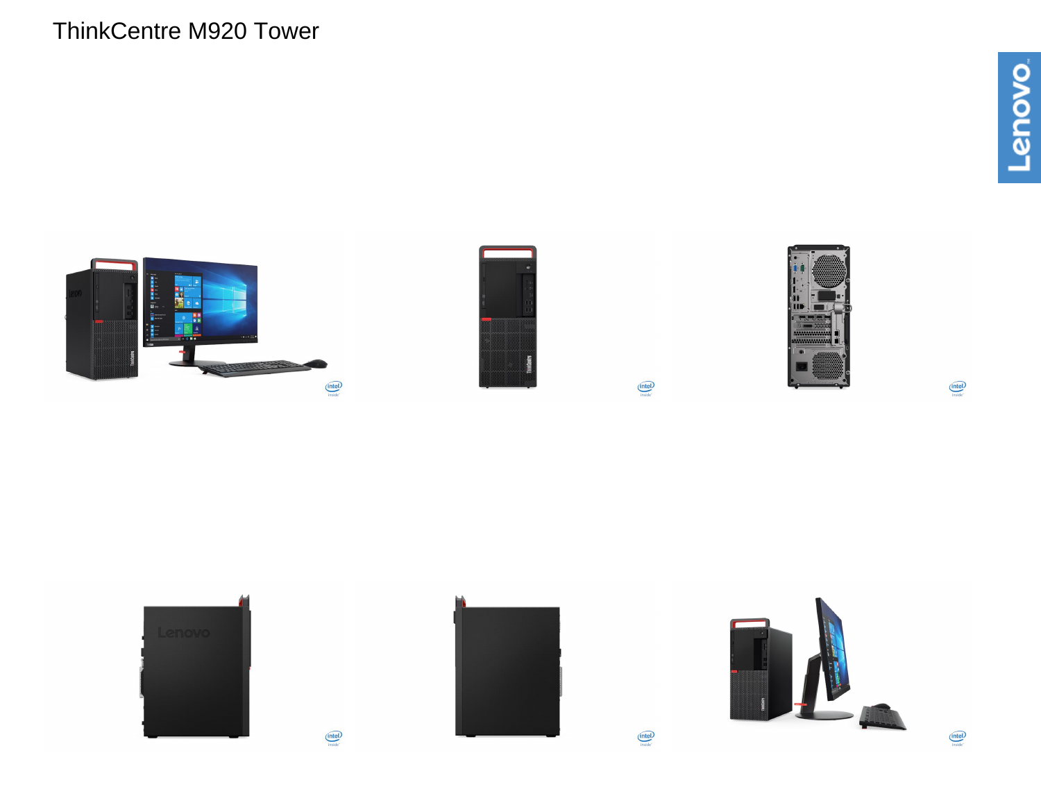# ThinkCentre M920 Tower